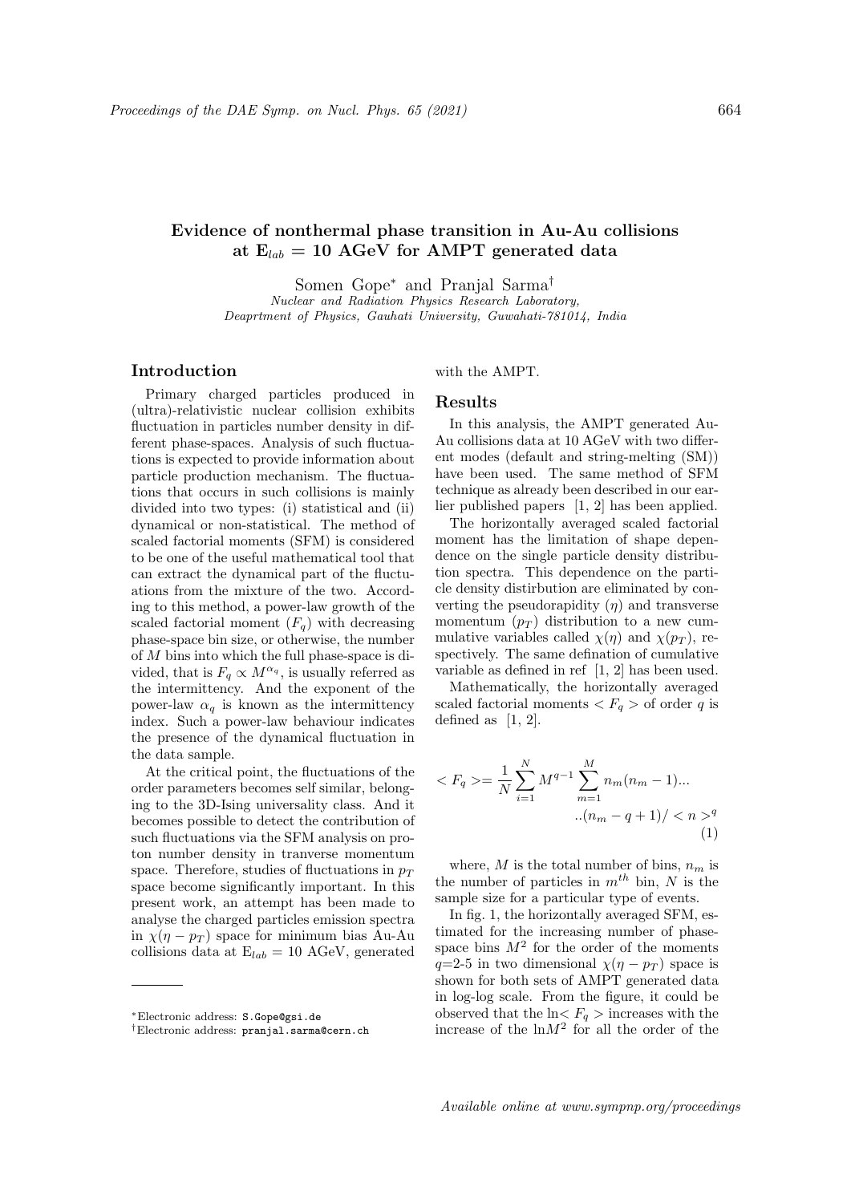# Evidence of nonthermal phase transition in Au-Au collisions at $E_{lab}$ = 10 AGeV for AMPT generated data

Somen Gope* and Pranjal Sarma†

*Nuclear and Radiation Physics Research Laboratory, Deaprtment of Physics, Gauhati University, Guwahati-781014, India*

## Introduction

Primary charged particles produced in (ultra)-relativistic nuclear collision exhibits fluctuation in particles number density in different phase-spaces. Analysis of such fluctuations is expected to provide information about particle production mechanism. The fluctuations that occurs in such collisions is mainly divided into two types: (i) statistical and (ii) dynamical or non-statistical. The method of scaled factorial moments (SFM) is considered to be one of the useful mathematical tool that can extract the dynamical part of the fluctuations from the mixture of the two. According to this method, a power-law growth of the scaled factorial moment ($F_q$) with decreasing phase-space bin size, or otherwise, the number of $M$ bins into which the full phase-space is divided, that is $F_q \propto M^{\alpha_q}$, is usually referred as the intermittency. And the exponent of the power-law $\alpha_q$ is known as the intermittency index. Such a power-law behaviour indicates the presence of the dynamical fluctuation in the data sample.

At the critical point, the fluctuations of the order parameters becomes self similar, belonging to the 3D-Ising universality class. And it becomes possible to detect the contribution of such fluctuations via the SFM analysis on proton number density in tranverse momentum space. Therefore, studies of fluctuations in $p_T$ space become significantly important. In this present work, an attempt has been made to analyse the charged particles emission spectra in $\chi(\eta - p_T)$ space for minimum bias Au-Au collisions data at $E_{lab}$ = 10 AGeV, generated with the AMPT.

## Results

In this analysis, the AMPT generated Au-Au collisions data at 10 AGeV with two different modes (default and string-melting (SM)) have been used. The same method of SFM technique as already been described in our earlier published papers [1, 2] has been applied.

The horizontally averaged scaled factorial moment has the limitation of shape dependence on the single particle density distribution spectra. This dependence on the particle density distirbution are eliminated by converting the pseudorapidity ($\eta$) and transverse momentum ($p_T$) distribution to a new cummulative variables called $\chi(\eta)$ and $\chi(p_T)$, respectively. The same defination of cumulative variable as defined in ref [1, 2] has been used.

Mathematically, the horizontally averaged scaled factorial moments $< F_q >$ of order $q$ is defined as [1, 2].

$$< F_q > = \frac{1}{N}\sum_{i=1}^{N} M^{q-1}\sum_{m=1}^{M} n_m(n_m-1)... ..(n_m-q+1)/< n >^q \quad (1)$$

where, $M$ is the total number of bins, $n_m$ is the number of particles in $m^{th}$ bin, $N$ is the sample size for a particular type of events.

In fig. 1, the horizontally averaged SFM, estimated for the increasing number of phase-space bins $M^2$ for the order of the moments $q$=2-5 in two dimensional $\chi(\eta - p_T)$ space is shown for both sets of AMPT generated data in log-log scale. From the figure, it could be observed that the ln$< F_q >$ increases with the increase of the ln$M^2$ for all the order of the

---

*Electronic address: S.Gope@gsi.de

†Electronic address: pranjal.sarma@cern.ch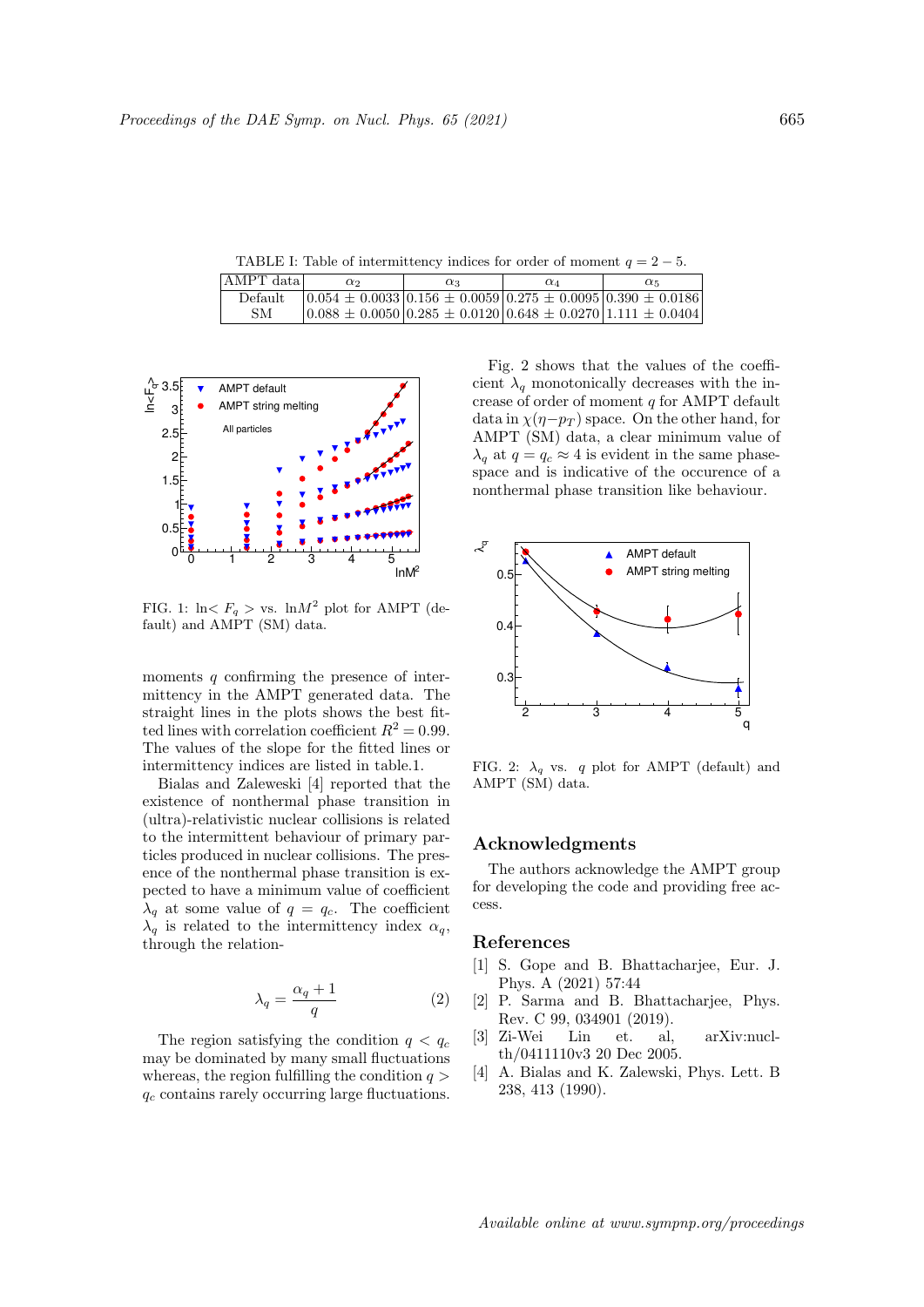TABLE I: Table of intermittency indices for order of moment $q = 2 - 5$.

| AMPT data | $\alpha_2$ | $\alpha_3$ | $\alpha_4$ | $\alpha_5$ |
|---|---|---|---|---|
| Default | $0.054 \pm 0.0033$ | $0.156 \pm 0.0059$ | $0.275 \pm 0.0095$ | $0.390 \pm 0.0186$ |
| SM | $0.088 \pm 0.0050$ | $0.285 \pm 0.0120$ | $0.648 \pm 0.0270$ | $1.111 \pm 0.0404$ |

ln<F_q>
AMPT default
AMPT string melting
All particles
lnM²

FIG. 1: ln$< F_q >$ vs. ln$M^2$ plot for AMPT (default) and AMPT (SM) data.

moments $q$ confirming the presence of intermittency in the AMPT generated data. The straight lines in the plots shows the best fitted lines with correlation coefficient $R^2 = 0.99$. The values of the slope for the fitted lines or intermittency indices are listed in table.1.

Bialas and Zaleweski [4] reported that the existence of nonthermal phase transition in (ultra)-relativistic nuclear collisions is related to the intermittent behaviour of primary particles produced in nuclear collisions. The presence of the nonthermal phase transition is expected to have a minimum value of coefficient $\lambda_q$ at some value of $q = q_c$. The coefficient $\lambda_q$ is related to the intermittency index $\alpha_q$, through the relation-

$$\lambda_q = \frac{\alpha_q + 1}{q} \tag{2}$$

The region satisfying the condition $q < q_c$ may be dominated by many small fluctuations whereas, the region fulfilling the condition $q > q_c$ contains rarely occurring large fluctuations.

Fig. 2 shows that the values of the coefficient $\lambda_q$ monotonically decreases with the increase of order of moment $q$ for AMPT default data in $\chi(\eta - p_T)$ space. On the other hand, for AMPT (SM) data, a clear minimum value of $\lambda_q$ at $q = q_c \approx 4$ is evident in the same phase-space and is indicative of the occurence of a nonthermal phase transition like behaviour.

λ_q
AMPT default
AMPT string melting
q

FIG. 2: $\lambda_q$ vs. $q$ plot for AMPT (default) and AMPT (SM) data.

## Acknowledgments

The authors acknowledge the AMPT group for developing the code and providing free access.

## References

[1] S. Gope and B. Bhattacharjee, Eur. J. Phys. A (2021) 57:44

[2] P. Sarma and B. Bhattacharjee, Phys. Rev. C 99, 034901 (2019).

[3] Zi-Wei Lin et. al, arXiv:nucl-th/0411110v3 20 Dec 2005.

[4] A. Bialas and K. Zalewski, Phys. Lett. B 238, 413 (1990).